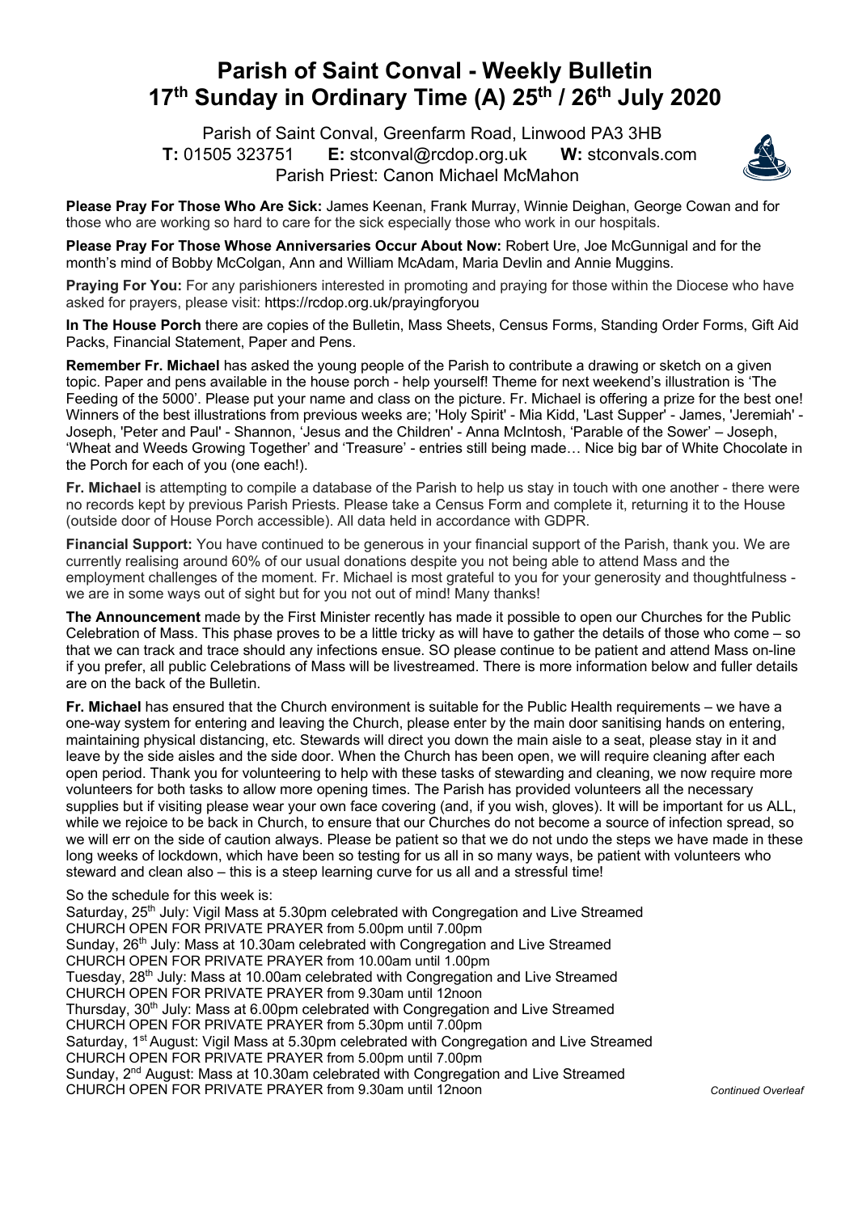# Parish of Saint Conval - Weekly Bulletin
# 17th Sunday in Ordinary Time (A) 25th / 26th July 2020

Parish of Saint Conval, Greenfarm Road, Linwood PA3 3HB
**T:** 01505 323751 **E:** stconval@rcdop.org.uk **W:** stconvals.com
Parish Priest: Canon Michael McMahon

**Please Pray For Those Who Are Sick:** James Keenan, Frank Murray, Winnie Deighan, George Cowan and for those who are working so hard to care for the sick especially those who work in our hospitals.

**Please Pray For Those Whose Anniversaries Occur About Now:** Robert Ure, Joe McGunnigal and for the month's mind of Bobby McColgan, Ann and William McAdam, Maria Devlin and Annie Muggins.

**Praying For You:** For any parishioners interested in promoting and praying for those within the Diocese who have asked for prayers, please visit: https://rcdop.org.uk/prayingforyou

**In The House Porch** there are copies of the Bulletin, Mass Sheets, Census Forms, Standing Order Forms, Gift Aid Packs, Financial Statement, Paper and Pens.

**Remember Fr. Michael** has asked the young people of the Parish to contribute a drawing or sketch on a given topic. Paper and pens available in the house porch - help yourself! Theme for next weekend's illustration is 'The Feeding of the 5000'. Please put your name and class on the picture. Fr. Michael is offering a prize for the best one! Winners of the best illustrations from previous weeks are; 'Holy Spirit' - Mia Kidd, 'Last Supper' - James, 'Jeremiah' - Joseph, 'Peter and Paul' - Shannon, 'Jesus and the Children' - Anna McIntosh, 'Parable of the Sower' – Joseph, 'Wheat and Weeds Growing Together' and 'Treasure' - entries still being made… Nice big bar of White Chocolate in the Porch for each of you (one each!).

**Fr. Michael** is attempting to compile a database of the Parish to help us stay in touch with one another - there were no records kept by previous Parish Priests. Please take a Census Form and complete it, returning it to the House (outside door of House Porch accessible). All data held in accordance with GDPR.

**Financial Support:** You have continued to be generous in your financial support of the Parish, thank you. We are currently realising around 60% of our usual donations despite you not being able to attend Mass and the employment challenges of the moment. Fr. Michael is most grateful to you for your generosity and thoughtfulness - we are in some ways out of sight but for you not out of mind! Many thanks!

**The Announcement** made by the First Minister recently has made it possible to open our Churches for the Public Celebration of Mass. This phase proves to be a little tricky as will have to gather the details of those who come – so that we can track and trace should any infections ensue. SO please continue to be patient and attend Mass on-line if you prefer, all public Celebrations of Mass will be livestreamed. There is more information below and fuller details are on the back of the Bulletin.

**Fr. Michael** has ensured that the Church environment is suitable for the Public Health requirements – we have a one-way system for entering and leaving the Church, please enter by the main door sanitising hands on entering, maintaining physical distancing, etc. Stewards will direct you down the main aisle to a seat, please stay in it and leave by the side aisles and the side door. When the Church has been open, we will require cleaning after each open period. Thank you for volunteering to help with these tasks of stewarding and cleaning, we now require more volunteers for both tasks to allow more opening times. The Parish has provided volunteers all the necessary supplies but if visiting please wear your own face covering (and, if you wish, gloves). It will be important for us ALL, while we rejoice to be back in Church, to ensure that our Churches do not become a source of infection spread, so we will err on the side of caution always. Please be patient so that we do not undo the steps we have made in these long weeks of lockdown, which have been so testing for us all in so many ways, be patient with volunteers who steward and clean also – this is a steep learning curve for us all and a stressful time!

So the schedule for this week is:
Saturday, 25th July: Vigil Mass at 5.30pm celebrated with Congregation and Live Streamed
CHURCH OPEN FOR PRIVATE PRAYER from 5.00pm until 7.00pm
Sunday, 26th July: Mass at 10.30am celebrated with Congregation and Live Streamed
CHURCH OPEN FOR PRIVATE PRAYER from 10.00am until 1.00pm
Tuesday, 28th July: Mass at 10.00am celebrated with Congregation and Live Streamed
CHURCH OPEN FOR PRIVATE PRAYER from 9.30am until 12noon
Thursday, 30th July: Mass at 6.00pm celebrated with Congregation and Live Streamed
CHURCH OPEN FOR PRIVATE PRAYER from 5.30pm until 7.00pm
Saturday, 1st August: Vigil Mass at 5.30pm celebrated with Congregation and Live Streamed
CHURCH OPEN FOR PRIVATE PRAYER from 5.00pm until 7.00pm
Sunday, 2nd August: Mass at 10.30am celebrated with Congregation and Live Streamed
CHURCH OPEN FOR PRIVATE PRAYER from 9.30am until 12noon

*Continued Overleaf*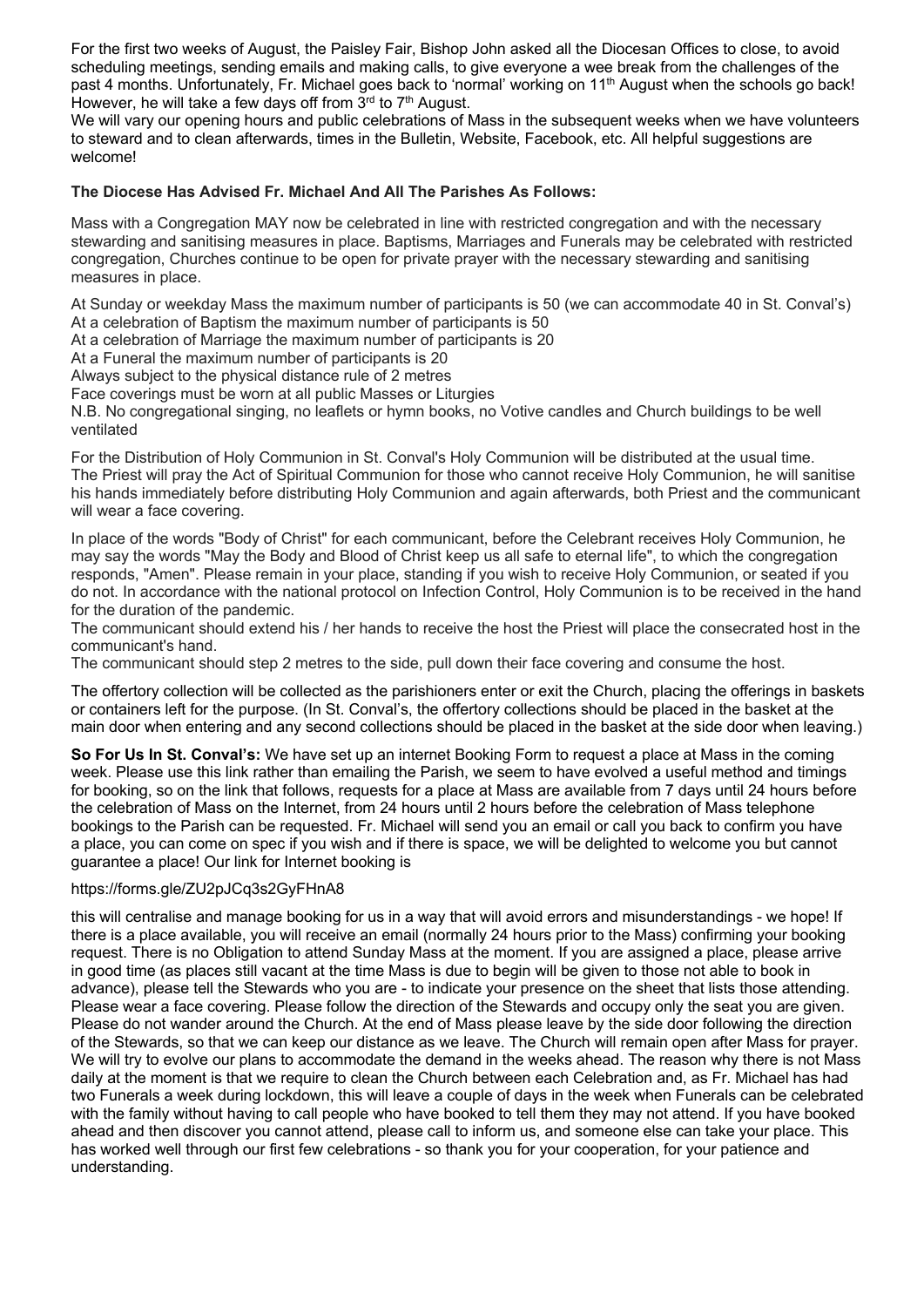For the first two weeks of August, the Paisley Fair, Bishop John asked all the Diocesan Offices to close, to avoid scheduling meetings, sending emails and making calls, to give everyone a wee break from the challenges of the past 4 months. Unfortunately, Fr. Michael goes back to 'normal' working on 11th August when the schools go back! However, he will take a few days off from 3rd to 7th August.

We will vary our opening hours and public celebrations of Mass in the subsequent weeks when we have volunteers to steward and to clean afterwards, times in the Bulletin, Website, Facebook, etc. All helpful suggestions are welcome!

**The Diocese Has Advised Fr. Michael And All The Parishes As Follows:**

Mass with a Congregation MAY now be celebrated in line with restricted congregation and with the necessary stewarding and sanitising measures in place. Baptisms, Marriages and Funerals may be celebrated with restricted congregation, Churches continue to be open for private prayer with the necessary stewarding and sanitising measures in place.

At Sunday or weekday Mass the maximum number of participants is 50 (we can accommodate 40 in St. Conval's)
At a celebration of Baptism the maximum number of participants is 50
At a celebration of Marriage the maximum number of participants is 20
At a Funeral the maximum number of participants is 20
Always subject to the physical distance rule of 2 metres
Face coverings must be worn at all public Masses or Liturgies
N.B. No congregational singing, no leaflets or hymn books, no Votive candles and Church buildings to be well ventilated

For the Distribution of Holy Communion in St. Conval's Holy Communion will be distributed at the usual time. The Priest will pray the Act of Spiritual Communion for those who cannot receive Holy Communion, he will sanitise his hands immediately before distributing Holy Communion and again afterwards, both Priest and the communicant will wear a face covering.

In place of the words "Body of Christ" for each communicant, before the Celebrant receives Holy Communion, he may say the words "May the Body and Blood of Christ keep us all safe to eternal life", to which the congregation responds, "Amen". Please remain in your place, standing if you wish to receive Holy Communion, or seated if you do not. In accordance with the national protocol on Infection Control, Holy Communion is to be received in the hand for the duration of the pandemic.
The communicant should extend his / her hands to receive the host the Priest will place the consecrated host in the communicant's hand.
The communicant should step 2 metres to the side, pull down their face covering and consume the host.

The offertory collection will be collected as the parishioners enter or exit the Church, placing the offerings in baskets or containers left for the purpose. (In St. Conval's, the offertory collections should be placed in the basket at the main door when entering and any second collections should be placed in the basket at the side door when leaving.)

**So For Us In St. Conval's:** We have set up an internet Booking Form to request a place at Mass in the coming week. Please use this link rather than emailing the Parish, we seem to have evolved a useful method and timings for booking, so on the link that follows, requests for a place at Mass are available from 7 days until 24 hours before the celebration of Mass on the Internet, from 24 hours until 2 hours before the celebration of Mass telephone bookings to the Parish can be requested. Fr. Michael will send you an email or call you back to confirm you have a place, you can come on spec if you wish and if there is space, we will be delighted to welcome you but cannot guarantee a place! Our link for Internet booking is

https://forms.gle/ZU2pJCq3s2GyFHnA8

this will centralise and manage booking for us in a way that will avoid errors and misunderstandings - we hope! If there is a place available, you will receive an email (normally 24 hours prior to the Mass) confirming your booking request. There is no Obligation to attend Sunday Mass at the moment. If you are assigned a place, please arrive in good time (as places still vacant at the time Mass is due to begin will be given to those not able to book in advance), please tell the Stewards who you are - to indicate your presence on the sheet that lists those attending. Please wear a face covering. Please follow the direction of the Stewards and occupy only the seat you are given. Please do not wander around the Church. At the end of Mass please leave by the side door following the direction of the Stewards, so that we can keep our distance as we leave. The Church will remain open after Mass for prayer. We will try to evolve our plans to accommodate the demand in the weeks ahead. The reason why there is not Mass daily at the moment is that we require to clean the Church between each Celebration and, as Fr. Michael has had two Funerals a week during lockdown, this will leave a couple of days in the week when Funerals can be celebrated with the family without having to call people who have booked to tell them they may not attend. If you have booked ahead and then discover you cannot attend, please call to inform us, and someone else can take your place. This has worked well through our first few celebrations - so thank you for your cooperation, for your patience and understanding.